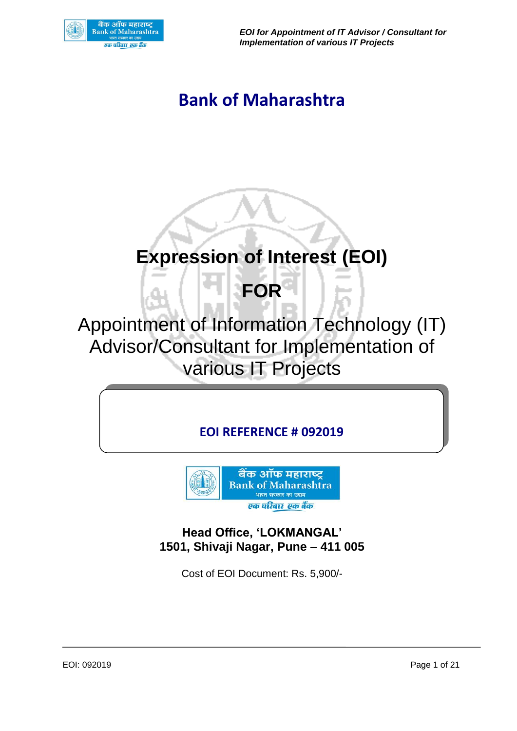# Bank of Maharashtra

# Expression of Interest (EOI)

# FOR

## Appointment of Information Technology (IT) Advisor/Consultant for Implementation of various IT Projects

**EOI REFERENCE # 092019**

**Head Office, 'LOKMANGAL'**
**1501, Shivaji Nagar, Pune – 411 005**

Cost of EOI Document: Rs. 5,900/-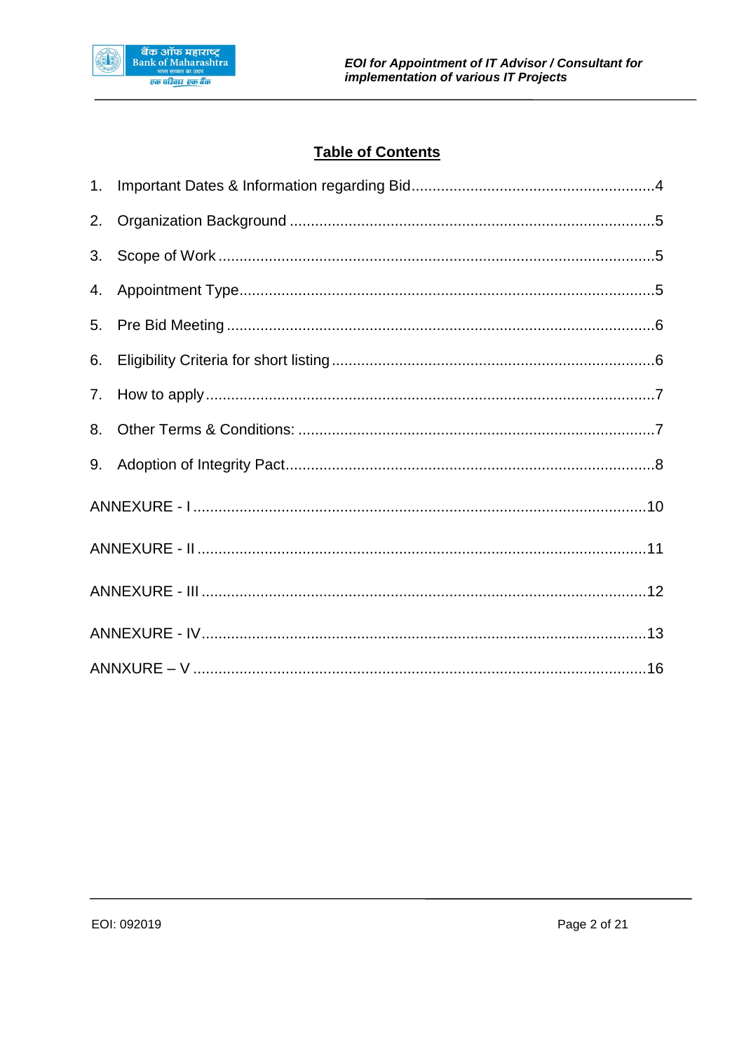## Table of Contents

1. Important Dates & Information regarding Bid.........................................................4
2. Organization Background .....................................................................................5
3. Scope of Work .....................................................................................................5
4. Appointment Type.................................................................................................5
5. Pre Bid Meeting ....................................................................................................6
6. Eligibility Criteria for short listing ............................................................................6
7. How to apply.........................................................................................................7
8. Other Terms & Conditions: ....................................................................................7
9. Adoption of Integrity Pact.......................................................................................8

ANNEXURE - I ..........................................................................................................10

ANNEXURE - II .........................................................................................................11

ANNEXURE - III ........................................................................................................12

ANNEXURE - IV........................................................................................................13

ANNXURE – V ..........................................................................................................16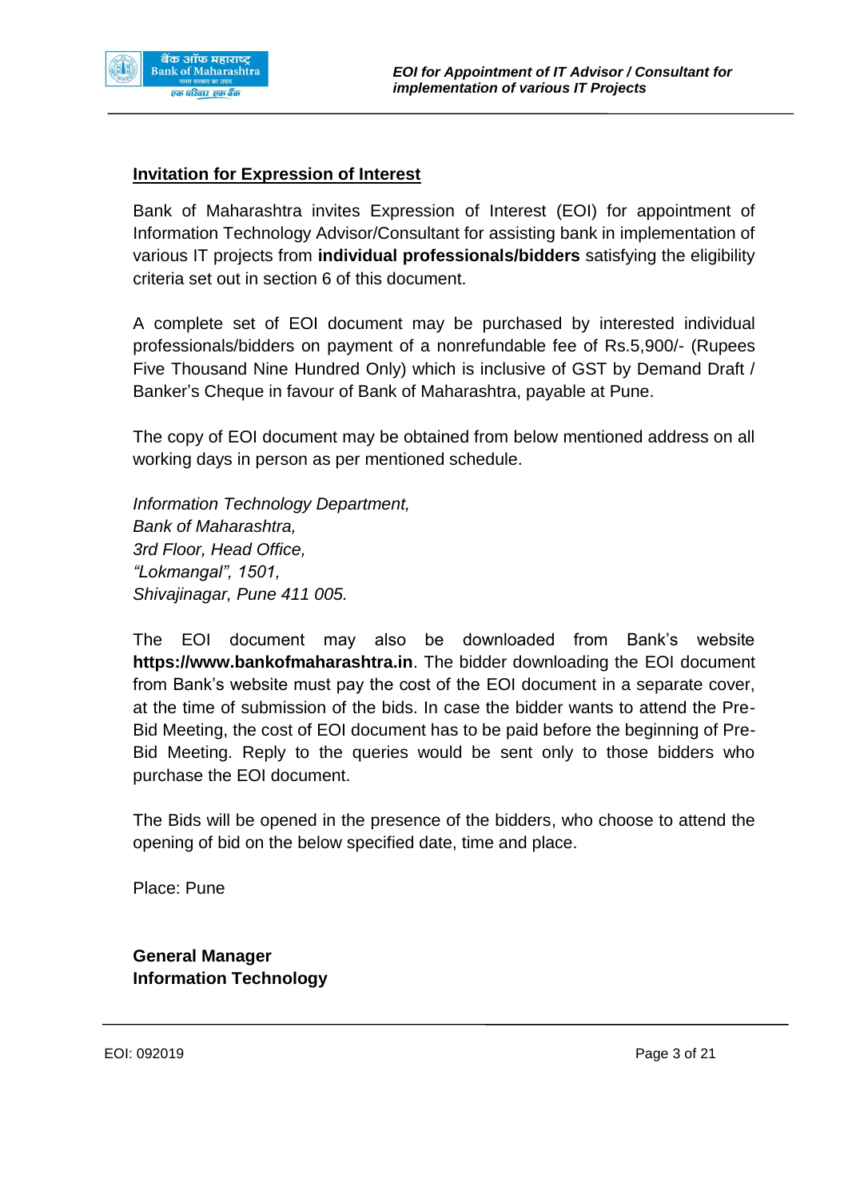## Invitation for Expression of Interest

Bank of Maharashtra invites Expression of Interest (EOI) for appointment of Information Technology Advisor/Consultant for assisting bank in implementation of various IT projects from **individual professionals/bidders** satisfying the eligibility criteria set out in section 6 of this document.

A complete set of EOI document may be purchased by interested individual professionals/bidders on payment of a nonrefundable fee of Rs.5,900/- (Rupees Five Thousand Nine Hundred Only) which is inclusive of GST by Demand Draft / Banker's Cheque in favour of Bank of Maharashtra, payable at Pune.

The copy of EOI document may be obtained from below mentioned address on all working days in person as per mentioned schedule.

*Information Technology Department,*
*Bank of Maharashtra,*
*3rd Floor, Head Office,*
*"Lokmangal", 1501,*
*Shivajinagar, Pune 411 005.*

The EOI document may also be downloaded from Bank's website **https://www.bankofmaharashtra.in**. The bidder downloading the EOI document from Bank's website must pay the cost of the EOI document in a separate cover, at the time of submission of the bids. In case the bidder wants to attend the Pre-Bid Meeting, the cost of EOI document has to be paid before the beginning of Pre-Bid Meeting. Reply to the queries would be sent only to those bidders who purchase the EOI document.

The Bids will be opened in the presence of the bidders, who choose to attend the opening of bid on the below specified date, time and place.

Place: Pune

**General Manager**
**Information Technology**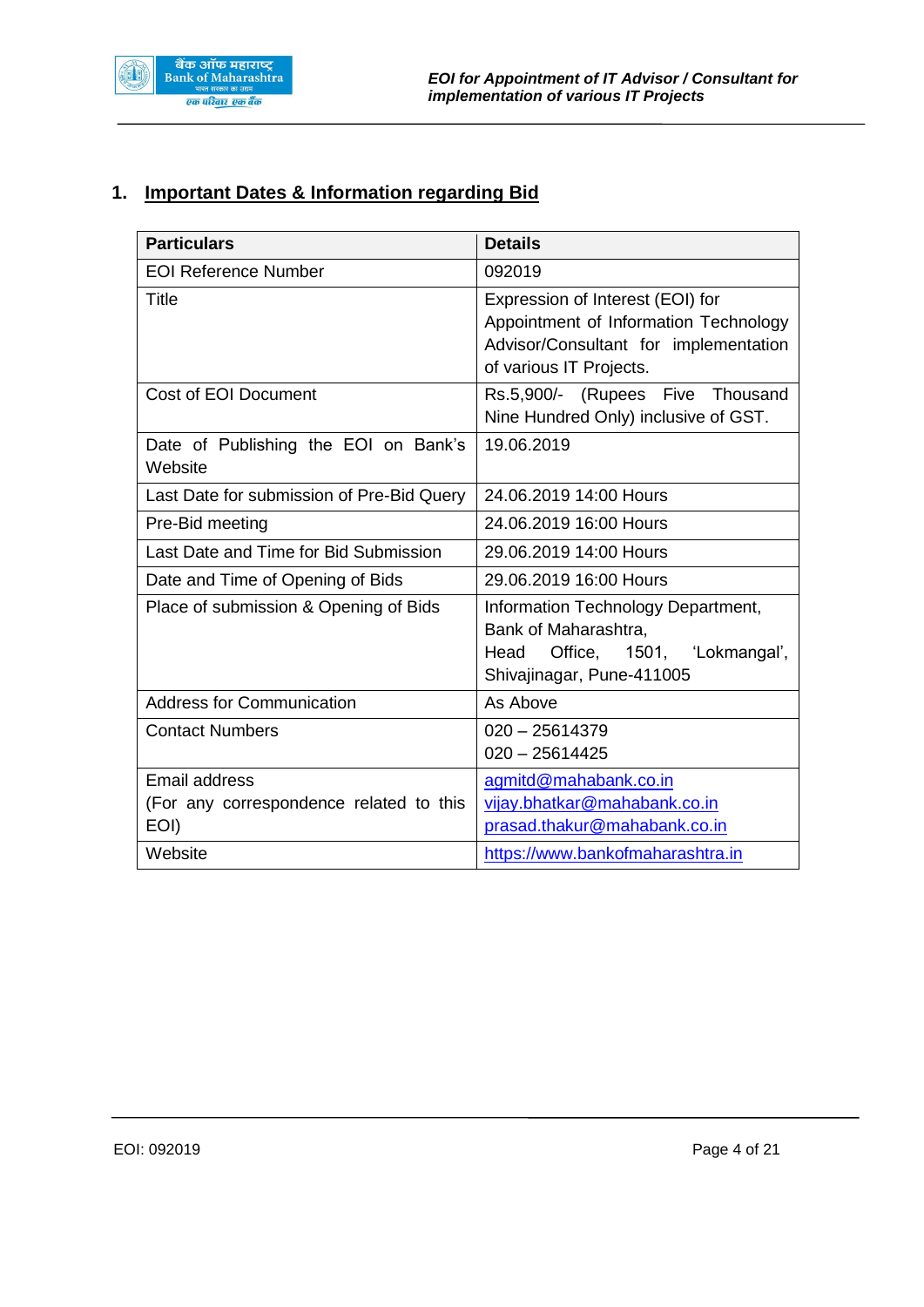## 1. Important Dates & Information regarding Bid

| Particulars | Details |
|---|---|
| EOI Reference Number | 092019 |
| Title | Expression of Interest (EOI) for Appointment of Information Technology Advisor/Consultant for implementation of various IT Projects. |
| Cost of EOI Document | Rs.5,900/- (Rupees Five Thousand Nine Hundred Only) inclusive of GST. |
| Date of Publishing the EOI on Bank's Website | 19.06.2019 |
| Last Date for submission of Pre-Bid Query | 24.06.2019 14:00 Hours |
| Pre-Bid meeting | 24.06.2019 16:00 Hours |
| Last Date and Time for Bid Submission | 29.06.2019 14:00 Hours |
| Date and Time of Opening of Bids | 29.06.2019 16:00 Hours |
| Place of submission & Opening of Bids | Information Technology Department, Bank of Maharashtra, Head Office, 1501, 'Lokmangal', Shivajinagar, Pune-411005 |
| Address for Communication | As Above |
| Contact Numbers | 020 – 25614379<br>020 – 25614425 |
| Email address<br>(For any correspondence related to this EOI) | agmitd@mahabank.co.in<br>vijay.bhatkar@mahabank.co.in<br>prasad.thakur@mahabank.co.in |
| Website | https://www.bankofmaharashtra.in |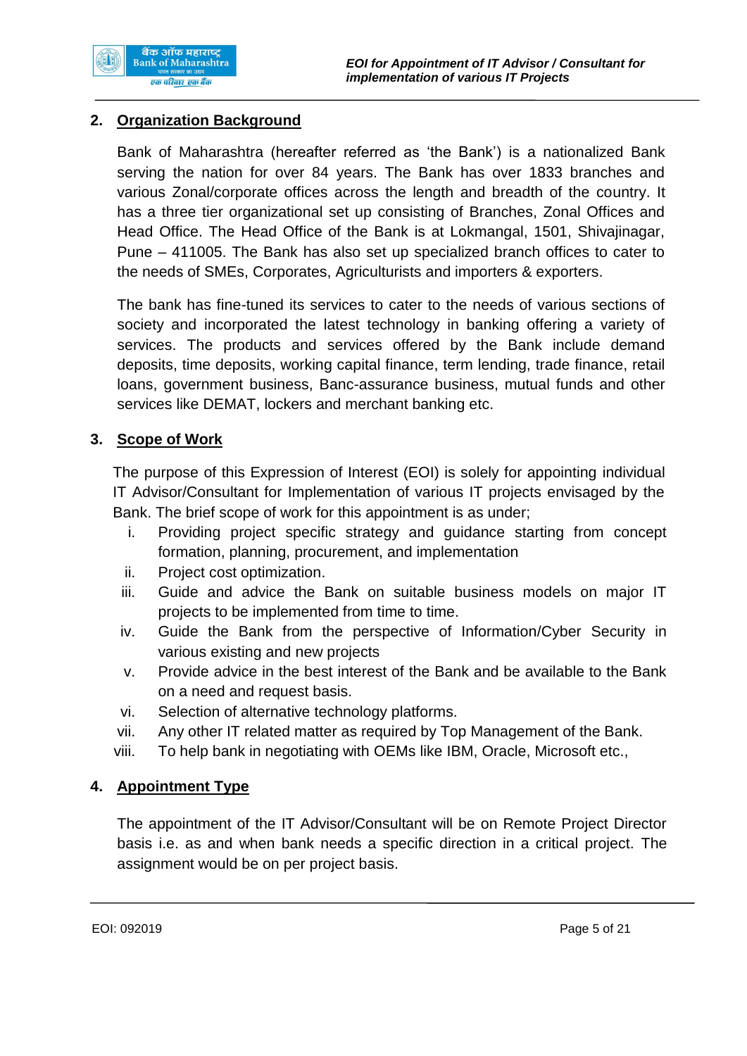## 2. Organization Background

Bank of Maharashtra (hereafter referred as 'the Bank') is a nationalized Bank serving the nation for over 84 years. The Bank has over 1833 branches and various Zonal/corporate offices across the length and breadth of the country. It has a three tier organizational set up consisting of Branches, Zonal Offices and Head Office. The Head Office of the Bank is at Lokmangal, 1501, Shivajinagar, Pune – 411005. The Bank has also set up specialized branch offices to cater to the needs of SMEs, Corporates, Agriculturists and importers & exporters.

The bank has fine-tuned its services to cater to the needs of various sections of society and incorporated the latest technology in banking offering a variety of services. The products and services offered by the Bank include demand deposits, time deposits, working capital finance, term lending, trade finance, retail loans, government business, Banc-assurance business, mutual funds and other services like DEMAT, lockers and merchant banking etc.

## 3. Scope of Work

The purpose of this Expression of Interest (EOI) is solely for appointing individual IT Advisor/Consultant for Implementation of various IT projects envisaged by the Bank. The brief scope of work for this appointment is as under;

i. Providing project specific strategy and guidance starting from concept formation, planning, procurement, and implementation
ii. Project cost optimization.
iii. Guide and advice the Bank on suitable business models on major IT projects to be implemented from time to time.
iv. Guide the Bank from the perspective of Information/Cyber Security in various existing and new projects
v. Provide advice in the best interest of the Bank and be available to the Bank on a need and request basis.
vi. Selection of alternative technology platforms.
vii. Any other IT related matter as required by Top Management of the Bank.
viii. To help bank in negotiating with OEMs like IBM, Oracle, Microsoft etc.,

## 4. Appointment Type

The appointment of the IT Advisor/Consultant will be on Remote Project Director basis i.e. as and when bank needs a specific direction in a critical project. The assignment would be on per project basis.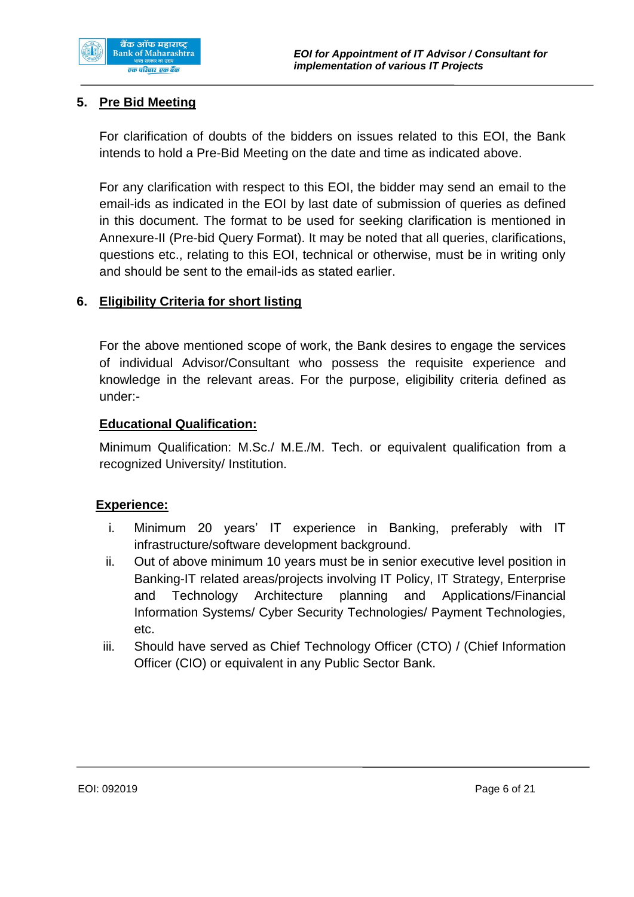## 5. Pre Bid Meeting

For clarification of doubts of the bidders on issues related to this EOI, the Bank intends to hold a Pre-Bid Meeting on the date and time as indicated above.

For any clarification with respect to this EOI, the bidder may send an email to the email-ids as indicated in the EOI by last date of submission of queries as defined in this document. The format to be used for seeking clarification is mentioned in Annexure-II (Pre-bid Query Format). It may be noted that all queries, clarifications, questions etc., relating to this EOI, technical or otherwise, must be in writing only and should be sent to the email-ids as stated earlier.

## 6. Eligibility Criteria for short listing

For the above mentioned scope of work, the Bank desires to engage the services of individual Advisor/Consultant who possess the requisite experience and knowledge in the relevant areas. For the purpose, eligibility criteria defined as under:-

**Educational Qualification:**

Minimum Qualification: M.Sc./ M.E./M. Tech. or equivalent qualification from a recognized University/ Institution.

**Experience:**

i. Minimum 20 years' IT experience in Banking, preferably with IT infrastructure/software development background.
ii. Out of above minimum 10 years must be in senior executive level position in Banking-IT related areas/projects involving IT Policy, IT Strategy, Enterprise and Technology Architecture planning and Applications/Financial Information Systems/ Cyber Security Technologies/ Payment Technologies, etc.
iii. Should have served as Chief Technology Officer (CTO) / (Chief Information Officer (CIO) or equivalent in any Public Sector Bank.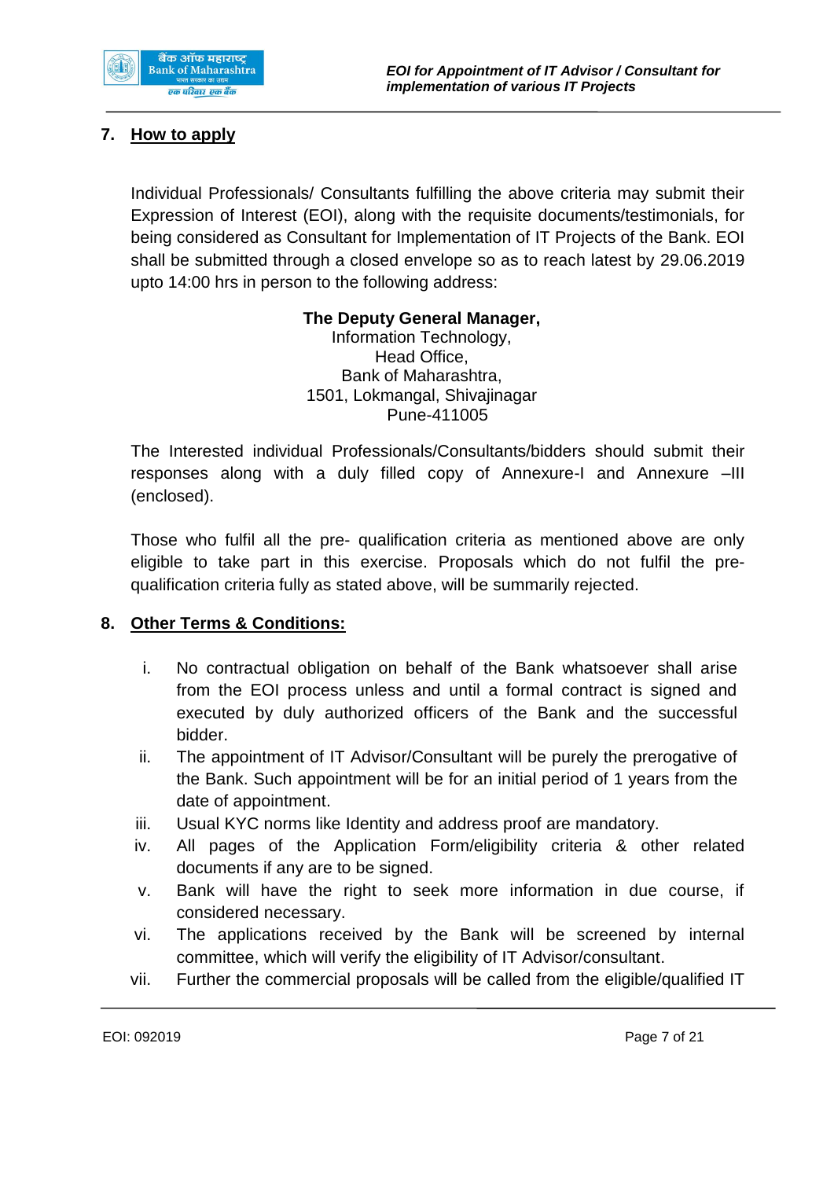## 7. How to apply

Individual Professionals/ Consultants fulfilling the above criteria may submit their Expression of Interest (EOI), along with the requisite documents/testimonials, for being considered as Consultant for Implementation of IT Projects of the Bank. EOI shall be submitted through a closed envelope so as to reach latest by 29.06.2019 upto 14:00 hrs in person to the following address:

**The Deputy General Manager,**
Information Technology,
Head Office,
Bank of Maharashtra,
1501, Lokmangal, Shivajinagar
Pune-411005

The Interested individual Professionals/Consultants/bidders should submit their responses along with a duly filled copy of Annexure-I and Annexure –III (enclosed).

Those who fulfil all the pre- qualification criteria as mentioned above are only eligible to take part in this exercise. Proposals which do not fulfil the pre-qualification criteria fully as stated above, will be summarily rejected.

## 8. Other Terms & Conditions:

i. No contractual obligation on behalf of the Bank whatsoever shall arise from the EOI process unless and until a formal contract is signed and executed by duly authorized officers of the Bank and the successful bidder.

ii. The appointment of IT Advisor/Consultant will be purely the prerogative of the Bank. Such appointment will be for an initial period of 1 years from the date of appointment.

iii. Usual KYC norms like Identity and address proof are mandatory.

iv. All pages of the Application Form/eligibility criteria & other related documents if any are to be signed.

v. Bank will have the right to seek more information in due course, if considered necessary.

vi. The applications received by the Bank will be screened by internal committee, which will verify the eligibility of IT Advisor/consultant.

vii. Further the commercial proposals will be called from the eligible/qualified IT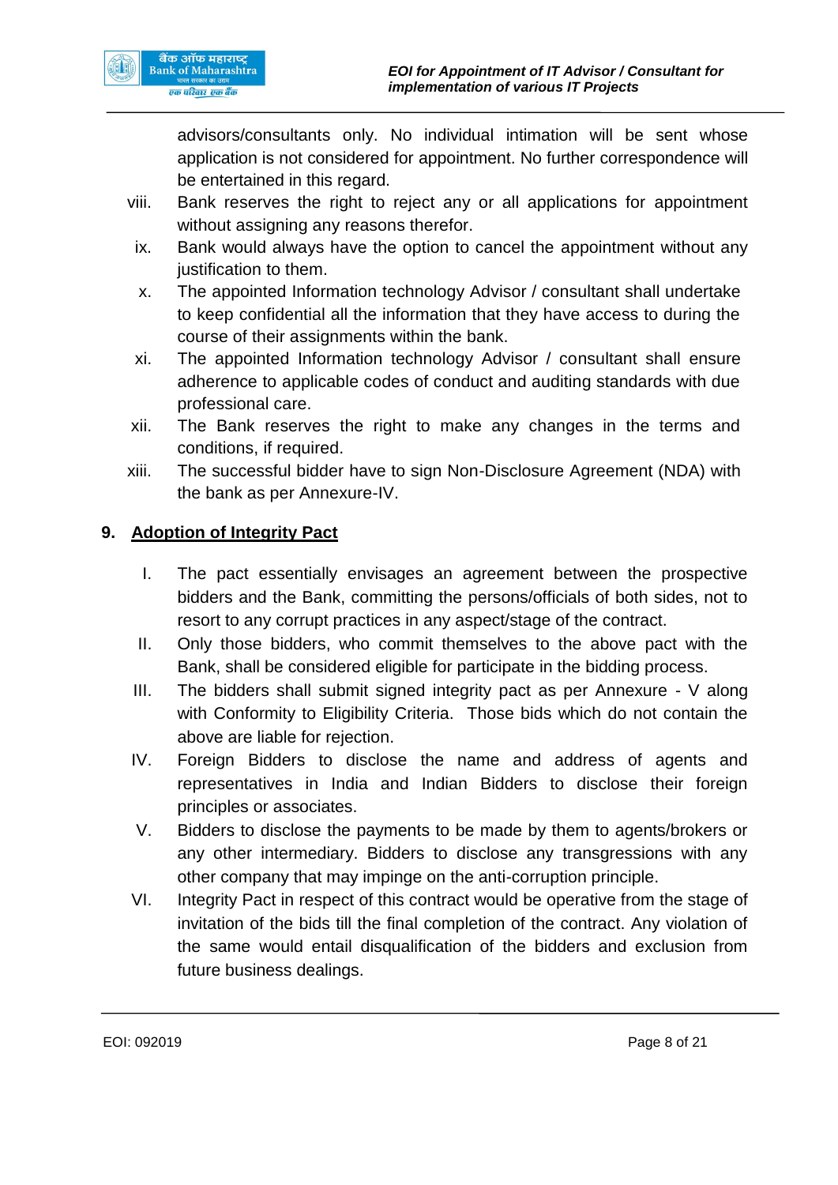advisors/consultants only. No individual intimation will be sent whose application is not considered for appointment. No further correspondence will be entertained in this regard.

viii. Bank reserves the right to reject any or all applications for appointment without assigning any reasons therefor.

ix. Bank would always have the option to cancel the appointment without any justification to them.

x. The appointed Information technology Advisor / consultant shall undertake to keep confidential all the information that they have access to during the course of their assignments within the bank.

xi. The appointed Information technology Advisor / consultant shall ensure adherence to applicable codes of conduct and auditing standards with due professional care.

xii. The Bank reserves the right to make any changes in the terms and conditions, if required.

xiii. The successful bidder have to sign Non-Disclosure Agreement (NDA) with the bank as per Annexure-IV.

## 9. Adoption of Integrity Pact

I. The pact essentially envisages an agreement between the prospective bidders and the Bank, committing the persons/officials of both sides, not to resort to any corrupt practices in any aspect/stage of the contract.

II. Only those bidders, who commit themselves to the above pact with the Bank, shall be considered eligible for participate in the bidding process.

III. The bidders shall submit signed integrity pact as per Annexure - V along with Conformity to Eligibility Criteria. Those bids which do not contain the above are liable for rejection.

IV. Foreign Bidders to disclose the name and address of agents and representatives in India and Indian Bidders to disclose their foreign principles or associates.

V. Bidders to disclose the payments to be made by them to agents/brokers or any other intermediary. Bidders to disclose any transgressions with any other company that may impinge on the anti-corruption principle.

VI. Integrity Pact in respect of this contract would be operative from the stage of invitation of the bids till the final completion of the contract. Any violation of the same would entail disqualification of the bidders and exclusion from future business dealings.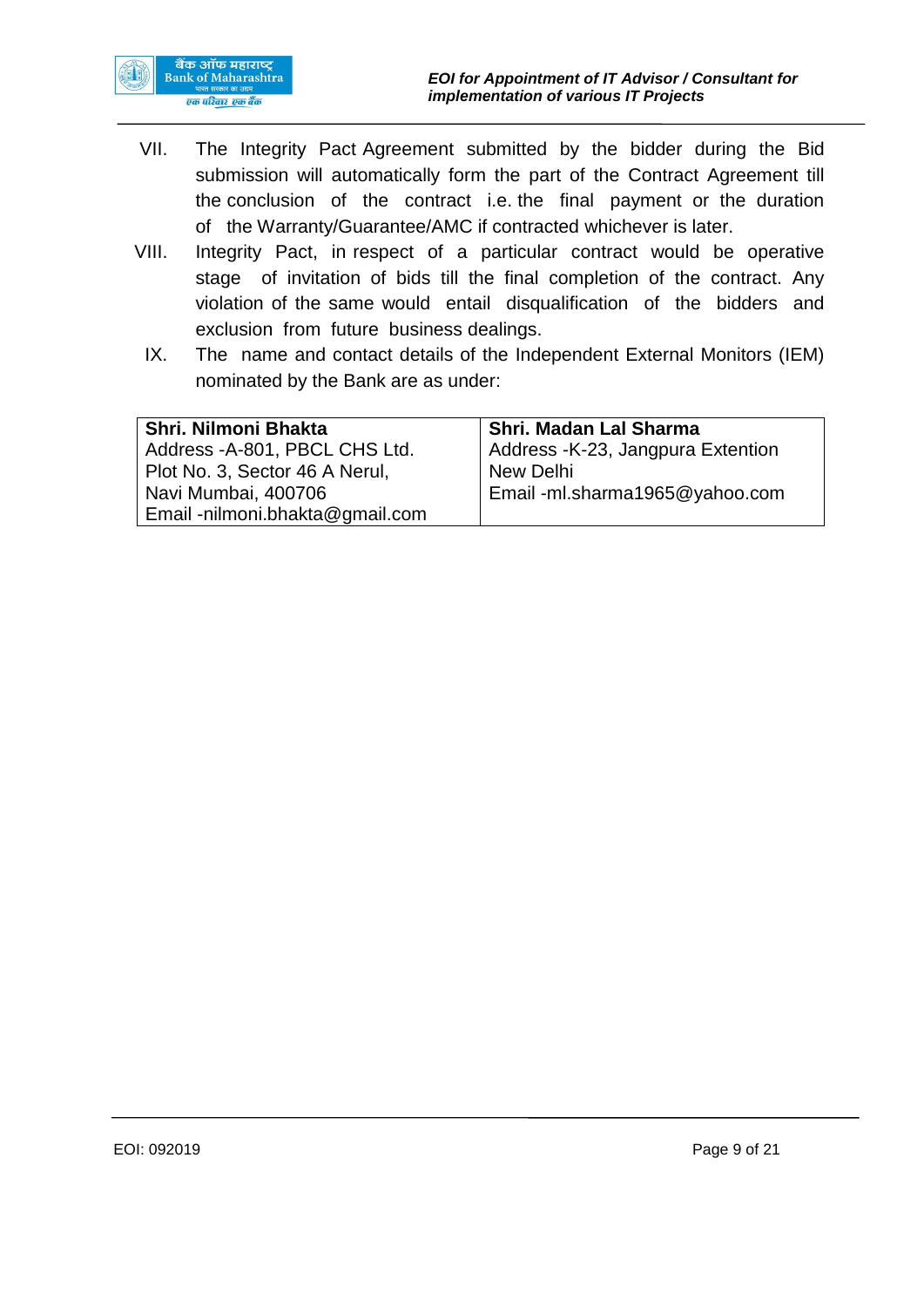VII. The Integrity Pact Agreement submitted by the bidder during the Bid submission will automatically form the part of the Contract Agreement till the conclusion of the contract i.e. the final payment or the duration of the Warranty/Guarantee/AMC if contracted whichever is later.

VIII. Integrity Pact, in respect of a particular contract would be operative stage of invitation of bids till the final completion of the contract. Any violation of the same would entail disqualification of the bidders and exclusion from future business dealings.

IX. The name and contact details of the Independent External Monitors (IEM) nominated by the Bank are as under:

| **Shri. Nilmoni Bhakta** | **Shri. Madan Lal Sharma** |
|---|---|
| Address -A-801, PBCL CHS Ltd.<br>Plot No. 3, Sector 46 A Nerul,<br>Navi Mumbai, 400706<br>Email -nilmoni.bhakta@gmail.com | Address -K-23, Jangpura Extention<br>New Delhi<br>Email -ml.sharma1965@yahoo.com |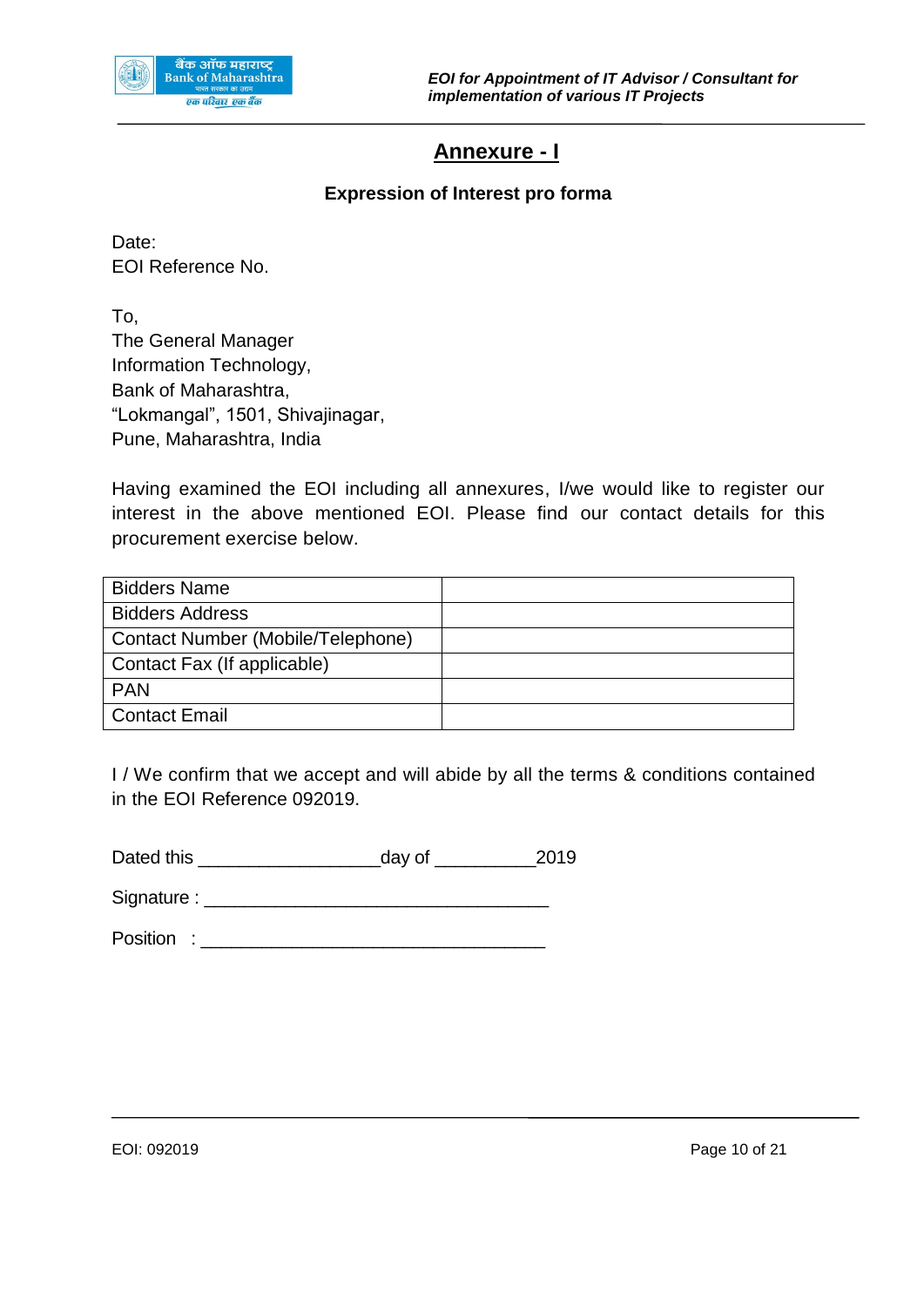# Annexure - I

**Expression of Interest pro forma**

Date:
EOI Reference No.

To,
The General Manager
Information Technology,
Bank of Maharashtra,
"Lokmangal", 1501, Shivajinagar,
Pune, Maharashtra, India

Having examined the EOI including all annexures, I/we would like to register our interest in the above mentioned EOI. Please find our contact details for this procurement exercise below.

| Bidders Name | |
|---|---|
| Bidders Address | |
| Contact Number (Mobile/Telephone) | |
| Contact Fax (If applicable) | |
| PAN | |
| Contact Email | |

I / We confirm that we accept and will abide by all the terms & conditions contained in the EOI Reference 092019.

Dated this _________________day of __________2019

Signature : _________________________________

Position : _________________________________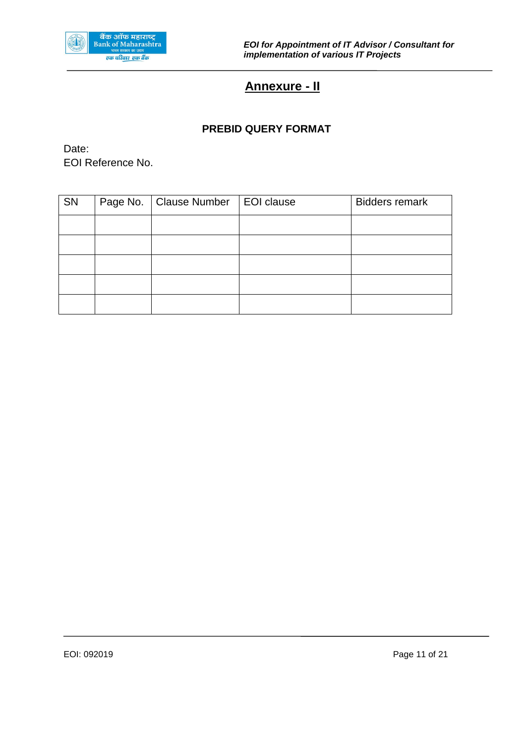# Annexure - II

## PREBID QUERY FORMAT

Date:

EOI Reference No.

| SN | Page No. | Clause Number | EOI clause | Bidders remark |
|---|---|---|---|---|
| | | | | |
| | | | | |
| | | | | |
| | | | | |
| | | | | |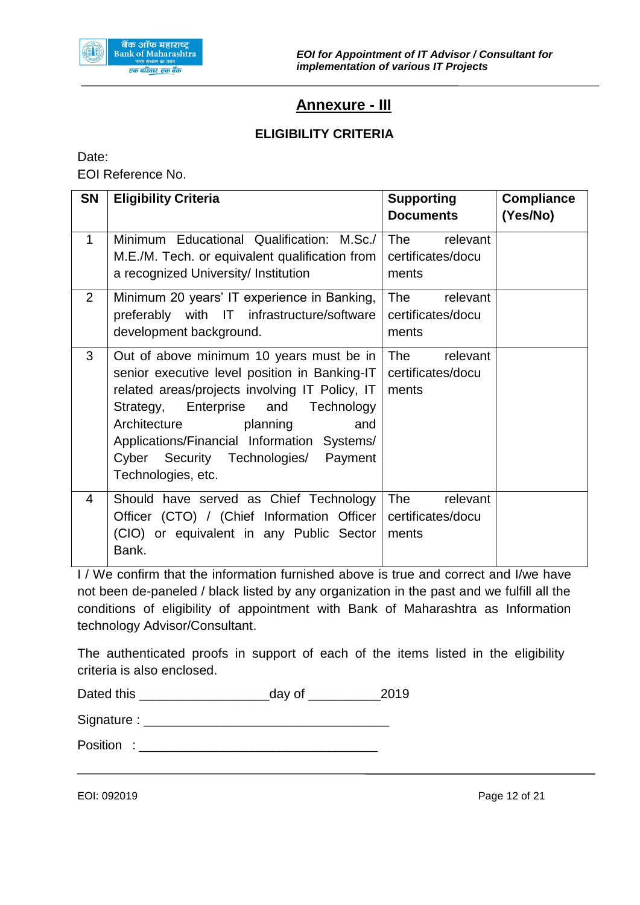## Annexure - III

### ELIGIBILITY CRITERIA

Date:

EOI Reference No.

| SN | Eligibility Criteria | Supporting Documents | Compliance (Yes/No) |
|---|---|---|---|
| 1 | Minimum Educational Qualification: M.Sc./ M.E./M. Tech. or equivalent qualification from a recognized University/ Institution | The relevant certificates/documents | |
| 2 | Minimum 20 years' IT experience in Banking, preferably with IT infrastructure/software development background. | The relevant certificates/documents | |
| 3 | Out of above minimum 10 years must be in senior executive level position in Banking-IT related areas/projects involving IT Policy, IT Strategy, Enterprise and Technology Architecture planning and Applications/Financial Information Systems/ Cyber Security Technologies/ Payment Technologies, etc. | The relevant certificates/documents | |
| 4 | Should have served as Chief Technology Officer (CTO) / (Chief Information Officer (CIO) or equivalent in any Public Sector Bank. | The relevant certificates/documents | |

I / We confirm that the information furnished above is true and correct and I/we have not been de-paneled / black listed by any organization in the past and we fulfill all the conditions of eligibility of appointment with Bank of Maharashtra as Information technology Advisor/Consultant.

The authenticated proofs in support of each of the items listed in the eligibility criteria is also enclosed.

Dated this ________________day of __________2019

Signature : _________________________________

Position : ________________________________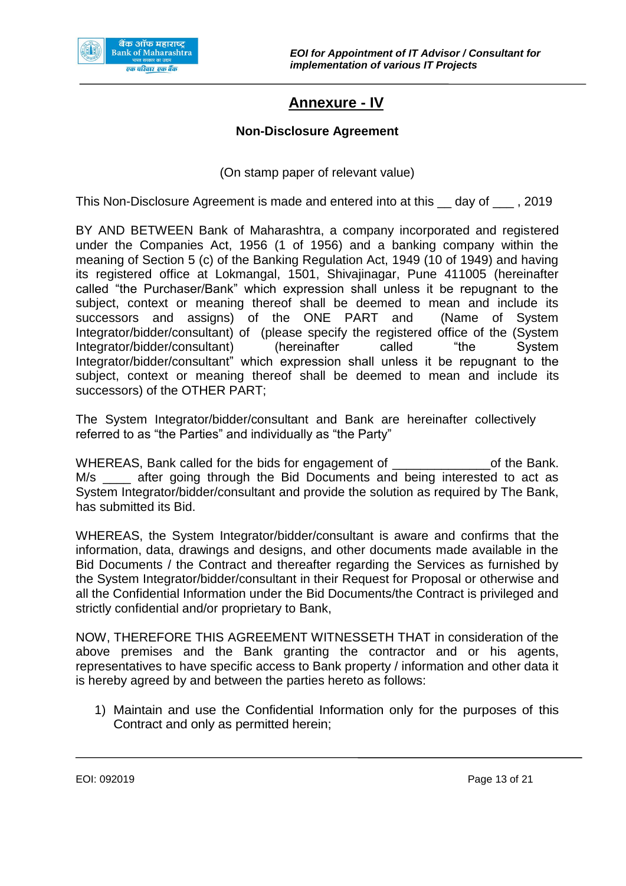## Annexure - IV

### Non-Disclosure Agreement

(On stamp paper of relevant value)

This Non-Disclosure Agreement is made and entered into at this __ day of ___ , 2019

BY AND BETWEEN Bank of Maharashtra, a company incorporated and registered under the Companies Act, 1956 (1 of 1956) and a banking company within the meaning of Section 5 (c) of the Banking Regulation Act, 1949 (10 of 1949) and having its registered office at Lokmangal, 1501, Shivajinagar, Pune 411005 (hereinafter called "the Purchaser/Bank" which expression shall unless it be repugnant to the subject, context or meaning thereof shall be deemed to mean and include its successors and assigns) of the ONE PART and (Name of System Integrator/bidder/consultant) of (please specify the registered office of the (System Integrator/bidder/consultant) (hereinafter called "the System Integrator/bidder/consultant" which expression shall unless it be repugnant to the subject, context or meaning thereof shall be deemed to mean and include its successors) of the OTHER PART;

The System Integrator/bidder/consultant and Bank are hereinafter collectively referred to as "the Parties" and individually as "the Party"

WHEREAS, Bank called for the bids for engagement of ______________of the Bank. M/s ____ after going through the Bid Documents and being interested to act as System Integrator/bidder/consultant and provide the solution as required by The Bank, has submitted its Bid.

WHEREAS, the System Integrator/bidder/consultant is aware and confirms that the information, data, drawings and designs, and other documents made available in the Bid Documents / the Contract and thereafter regarding the Services as furnished by the System Integrator/bidder/consultant in their Request for Proposal or otherwise and all the Confidential Information under the Bid Documents/the Contract is privileged and strictly confidential and/or proprietary to Bank,

NOW, THEREFORE THIS AGREEMENT WITNESSETH THAT in consideration of the above premises and the Bank granting the contractor and or his agents, representatives to have specific access to Bank property / information and other data it is hereby agreed by and between the parties hereto as follows:

1) Maintain and use the Confidential Information only for the purposes of this Contract and only as permitted herein;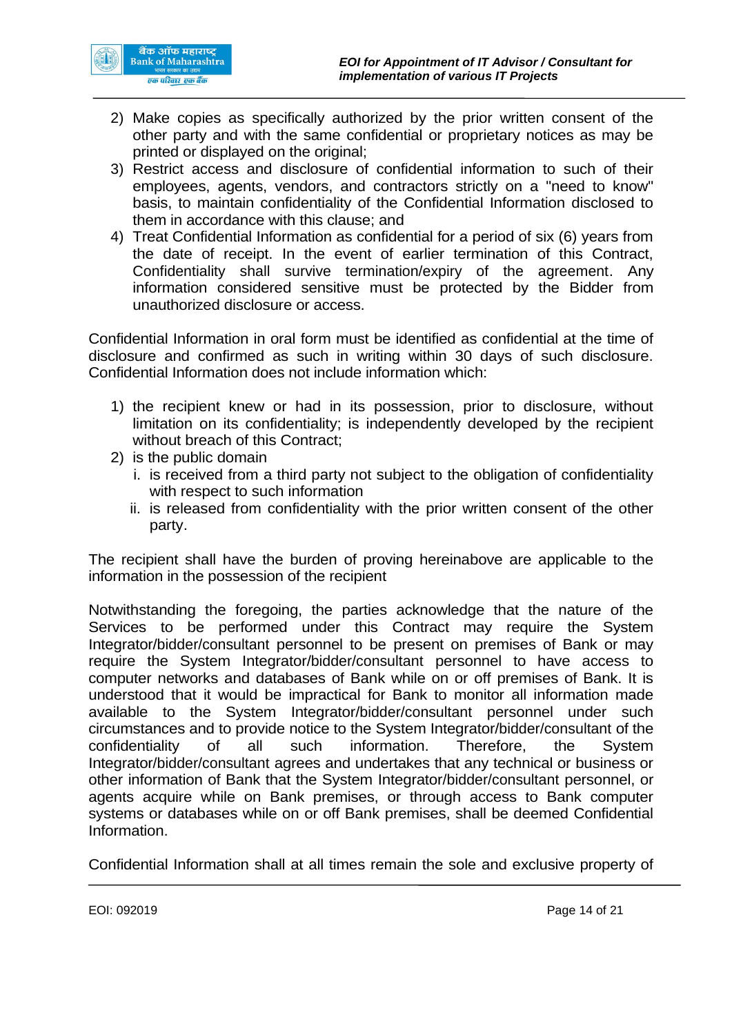2) Make copies as specifically authorized by the prior written consent of the other party and with the same confidential or proprietary notices as may be printed or displayed on the original;
3) Restrict access and disclosure of confidential information to such of their employees, agents, vendors, and contractors strictly on a "need to know" basis, to maintain confidentiality of the Confidential Information disclosed to them in accordance with this clause; and
4) Treat Confidential Information as confidential for a period of six (6) years from the date of receipt. In the event of earlier termination of this Contract, Confidentiality shall survive termination/expiry of the agreement. Any information considered sensitive must be protected by the Bidder from unauthorized disclosure or access.

Confidential Information in oral form must be identified as confidential at the time of disclosure and confirmed as such in writing within 30 days of such disclosure. Confidential Information does not include information which:

1) the recipient knew or had in its possession, prior to disclosure, without limitation on its confidentiality; is independently developed by the recipient without breach of this Contract;
2) is the public domain
   i. is received from a third party not subject to the obligation of confidentiality with respect to such information
   ii. is released from confidentiality with the prior written consent of the other party.

The recipient shall have the burden of proving hereinabove are applicable to the information in the possession of the recipient

Notwithstanding the foregoing, the parties acknowledge that the nature of the Services to be performed under this Contract may require the System Integrator/bidder/consultant personnel to be present on premises of Bank or may require the System Integrator/bidder/consultant personnel to have access to computer networks and databases of Bank while on or off premises of Bank. It is understood that it would be impractical for Bank to monitor all information made available to the System Integrator/bidder/consultant personnel under such circumstances and to provide notice to the System Integrator/bidder/consultant of the confidentiality of all such information. Therefore, the System Integrator/bidder/consultant agrees and undertakes that any technical or business or other information of Bank that the System Integrator/bidder/consultant personnel, or agents acquire while on Bank premises, or through access to Bank computer systems or databases while on or off Bank premises, shall be deemed Confidential Information.

Confidential Information shall at all times remain the sole and exclusive property of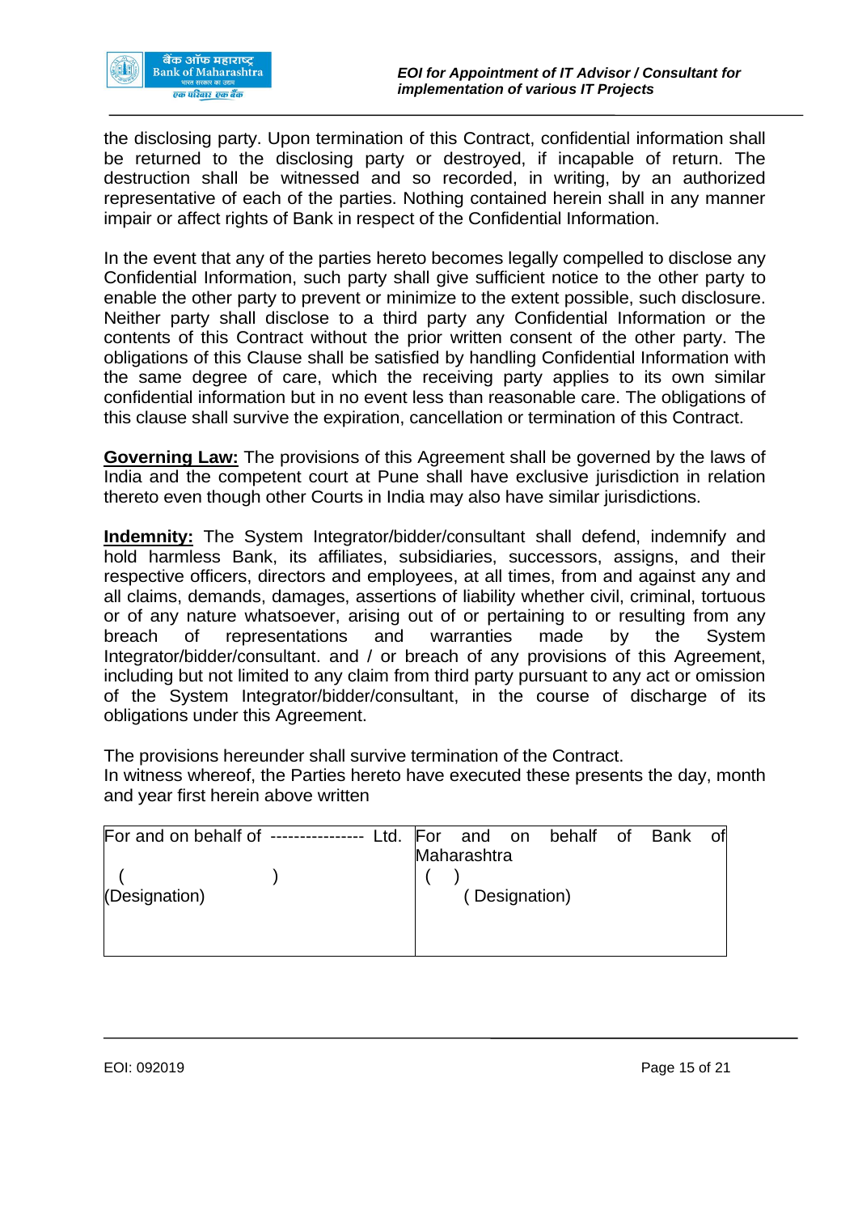the disclosing party. Upon termination of this Contract, confidential information shall be returned to the disclosing party or destroyed, if incapable of return. The destruction shall be witnessed and so recorded, in writing, by an authorized representative of each of the parties. Nothing contained herein shall in any manner impair or affect rights of Bank in respect of the Confidential Information.

In the event that any of the parties hereto becomes legally compelled to disclose any Confidential Information, such party shall give sufficient notice to the other party to enable the other party to prevent or minimize to the extent possible, such disclosure. Neither party shall disclose to a third party any Confidential Information or the contents of this Contract without the prior written consent of the other party. The obligations of this Clause shall be satisfied by handling Confidential Information with the same degree of care, which the receiving party applies to its own similar confidential information but in no event less than reasonable care. The obligations of this clause shall survive the expiration, cancellation or termination of this Contract.

**Governing Law:** The provisions of this Agreement shall be governed by the laws of India and the competent court at Pune shall have exclusive jurisdiction in relation thereto even though other Courts in India may also have similar jurisdictions.

**Indemnity:** The System Integrator/bidder/consultant shall defend, indemnify and hold harmless Bank, its affiliates, subsidiaries, successors, assigns, and their respective officers, directors and employees, at all times, from and against any and all claims, demands, damages, assertions of liability whether civil, criminal, tortuous or of any nature whatsoever, arising out of or pertaining to or resulting from any breach of representations and warranties made by the System Integrator/bidder/consultant. and / or breach of any provisions of this Agreement, including but not limited to any claim from third party pursuant to any act or omission of the System Integrator/bidder/consultant, in the course of discharge of its obligations under this Agreement.

The provisions hereunder shall survive termination of the Contract.
In witness whereof, the Parties hereto have executed these presents the day, month and year first herein above written

| For and on behalf of ---------------- Ltd. | For and on behalf of Bank of Maharashtra |
|---|---|
| (                    ) | ( ) |
| (Designation) | ( Designation) |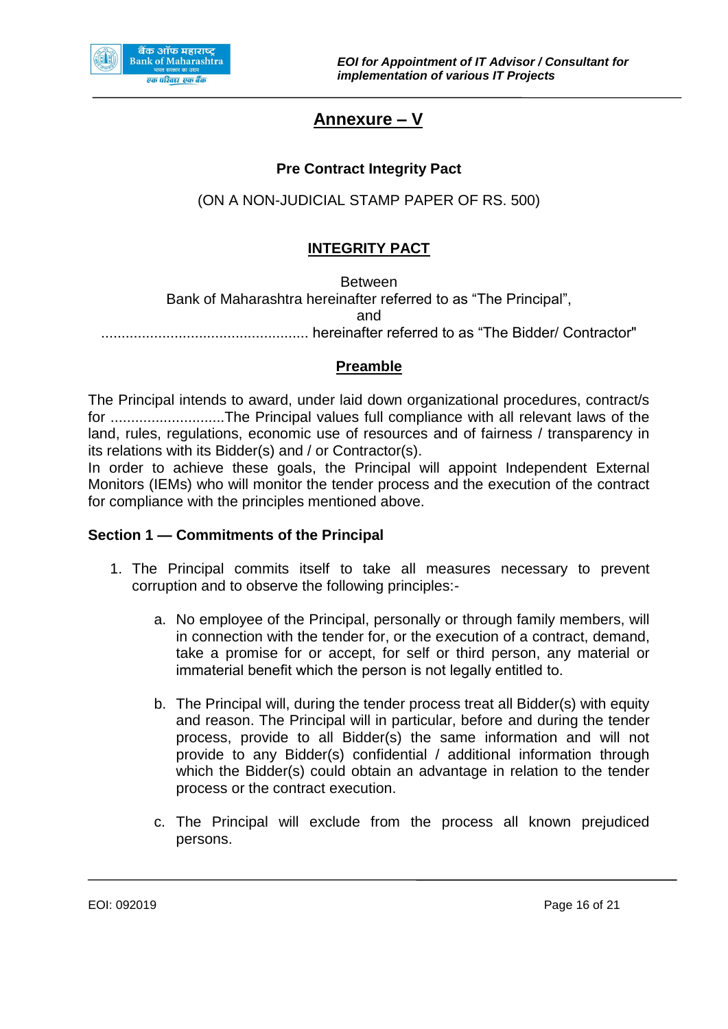# Annexure – V

**Pre Contract Integrity Pact**

(ON A NON-JUDICIAL STAMP PAPER OF RS. 500)

## INTEGRITY PACT

Between
Bank of Maharashtra hereinafter referred to as "The Principal",
and
.................................................. hereinafter referred to as "The Bidder/ Contractor"

## Preamble

The Principal intends to award, under laid down organizational procedures, contract/s for ............................The Principal values full compliance with all relevant laws of the land, rules, regulations, economic use of resources and of fairness / transparency in its relations with its Bidder(s) and / or Contractor(s).
In order to achieve these goals, the Principal will appoint Independent External Monitors (IEMs) who will monitor the tender process and the execution of the contract for compliance with the principles mentioned above.

### Section 1 — Commitments of the Principal

1. The Principal commits itself to take all measures necessary to prevent corruption and to observe the following principles:-

    a. No employee of the Principal, personally or through family members, will in connection with the tender for, or the execution of a contract, demand, take a promise for or accept, for self or third person, any material or immaterial benefit which the person is not legally entitled to.

    b. The Principal will, during the tender process treat all Bidder(s) with equity and reason. The Principal will in particular, before and during the tender process, provide to all Bidder(s) the same information and will not provide to any Bidder(s) confidential / additional information through which the Bidder(s) could obtain an advantage in relation to the tender process or the contract execution.

    c. The Principal will exclude from the process all known prejudiced persons.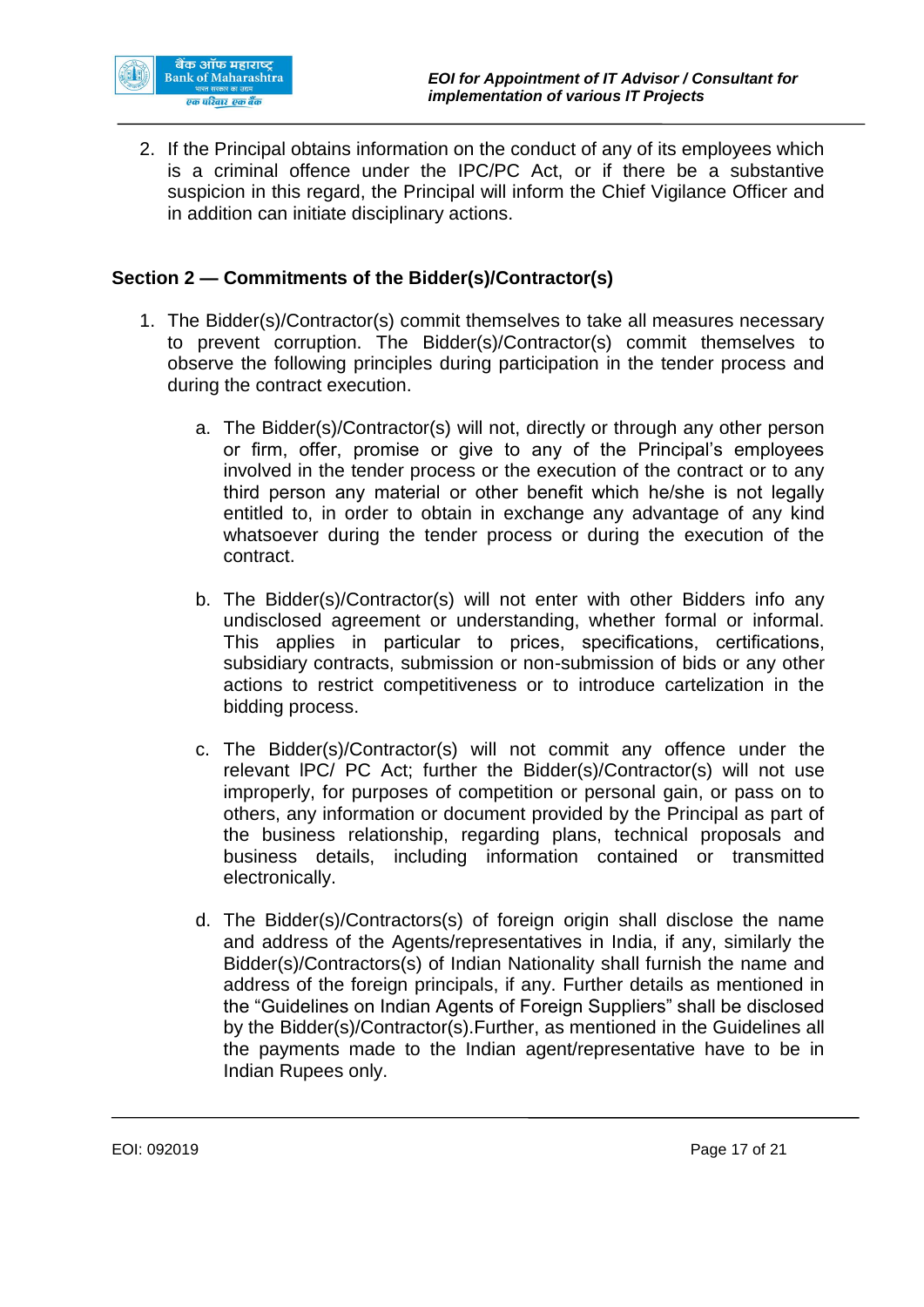2. If the Principal obtains information on the conduct of any of its employees which is a criminal offence under the IPC/PC Act, or if there be a substantive suspicion in this regard, the Principal will inform the Chief Vigilance Officer and in addition can initiate disciplinary actions.

### Section 2 — Commitments of the Bidder(s)/Contractor(s)

1. The Bidder(s)/Contractor(s) commit themselves to take all measures necessary to prevent corruption. The Bidder(s)/Contractor(s) commit themselves to observe the following principles during participation in the tender process and during the contract execution.

    a. The Bidder(s)/Contractor(s) will not, directly or through any other person or firm, offer, promise or give to any of the Principal's employees involved in the tender process or the execution of the contract or to any third person any material or other benefit which he/she is not legally entitled to, in order to obtain in exchange any advantage of any kind whatsoever during the tender process or during the execution of the contract.

    b. The Bidder(s)/Contractor(s) will not enter with other Bidders info any undisclosed agreement or understanding, whether formal or informal. This applies in particular to prices, specifications, certifications, subsidiary contracts, submission or non-submission of bids or any other actions to restrict competitiveness or to introduce cartelization in the bidding process.

    c. The Bidder(s)/Contractor(s) will not commit any offence under the relevant lPC/ PC Act; further the Bidder(s)/Contractor(s) will not use improperly, for purposes of competition or personal gain, or pass on to others, any information or document provided by the Principal as part of the business relationship, regarding plans, technical proposals and business details, including information contained or transmitted electronically.

    d. The Bidder(s)/Contractors(s) of foreign origin shall disclose the name and address of the Agents/representatives in India, if any, similarly the Bidder(s)/Contractors(s) of Indian Nationality shall furnish the name and address of the foreign principals, if any. Further details as mentioned in the "Guidelines on Indian Agents of Foreign Suppliers" shall be disclosed by the Bidder(s)/Contractor(s).Further, as mentioned in the Guidelines all the payments made to the Indian agent/representative have to be in Indian Rupees only.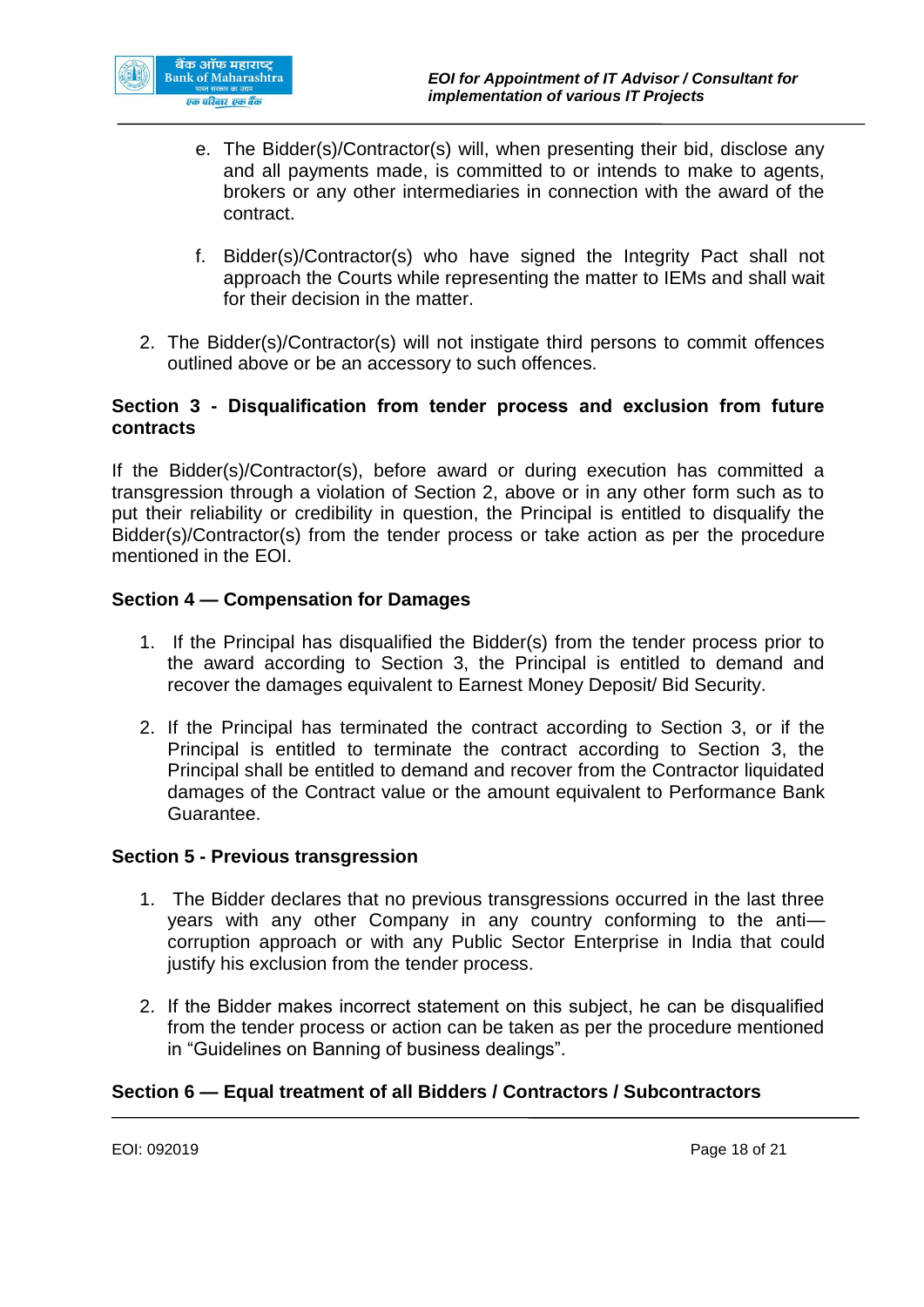e. The Bidder(s)/Contractor(s) will, when presenting their bid, disclose any and all payments made, is committed to or intends to make to agents, brokers or any other intermediaries in connection with the award of the contract.

f. Bidder(s)/Contractor(s) who have signed the Integrity Pact shall not approach the Courts while representing the matter to IEMs and shall wait for their decision in the matter.

2. The Bidder(s)/Contractor(s) will not instigate third persons to commit offences outlined above or be an accessory to such offences.

**Section 3 - Disqualification from tender process and exclusion from future contracts**

If the Bidder(s)/Contractor(s), before award or during execution has committed a transgression through a violation of Section 2, above or in any other form such as to put their reliability or credibility in question, the Principal is entitled to disqualify the Bidder(s)/Contractor(s) from the tender process or take action as per the procedure mentioned in the EOI.

**Section 4 — Compensation for Damages**

1. If the Principal has disqualified the Bidder(s) from the tender process prior to the award according to Section 3, the Principal is entitled to demand and recover the damages equivalent to Earnest Money Deposit/ Bid Security.

2. If the Principal has terminated the contract according to Section 3, or if the Principal is entitled to terminate the contract according to Section 3, the Principal shall be entitled to demand and recover from the Contractor liquidated damages of the Contract value or the amount equivalent to Performance Bank Guarantee.

**Section 5 - Previous transgression**

1. The Bidder declares that no previous transgressions occurred in the last three years with any other Company in any country conforming to the anti—corruption approach or with any Public Sector Enterprise in India that could justify his exclusion from the tender process.

2. If the Bidder makes incorrect statement on this subject, he can be disqualified from the tender process or action can be taken as per the procedure mentioned in "Guidelines on Banning of business dealings".

**Section 6 — Equal treatment of all Bidders / Contractors / Subcontractors**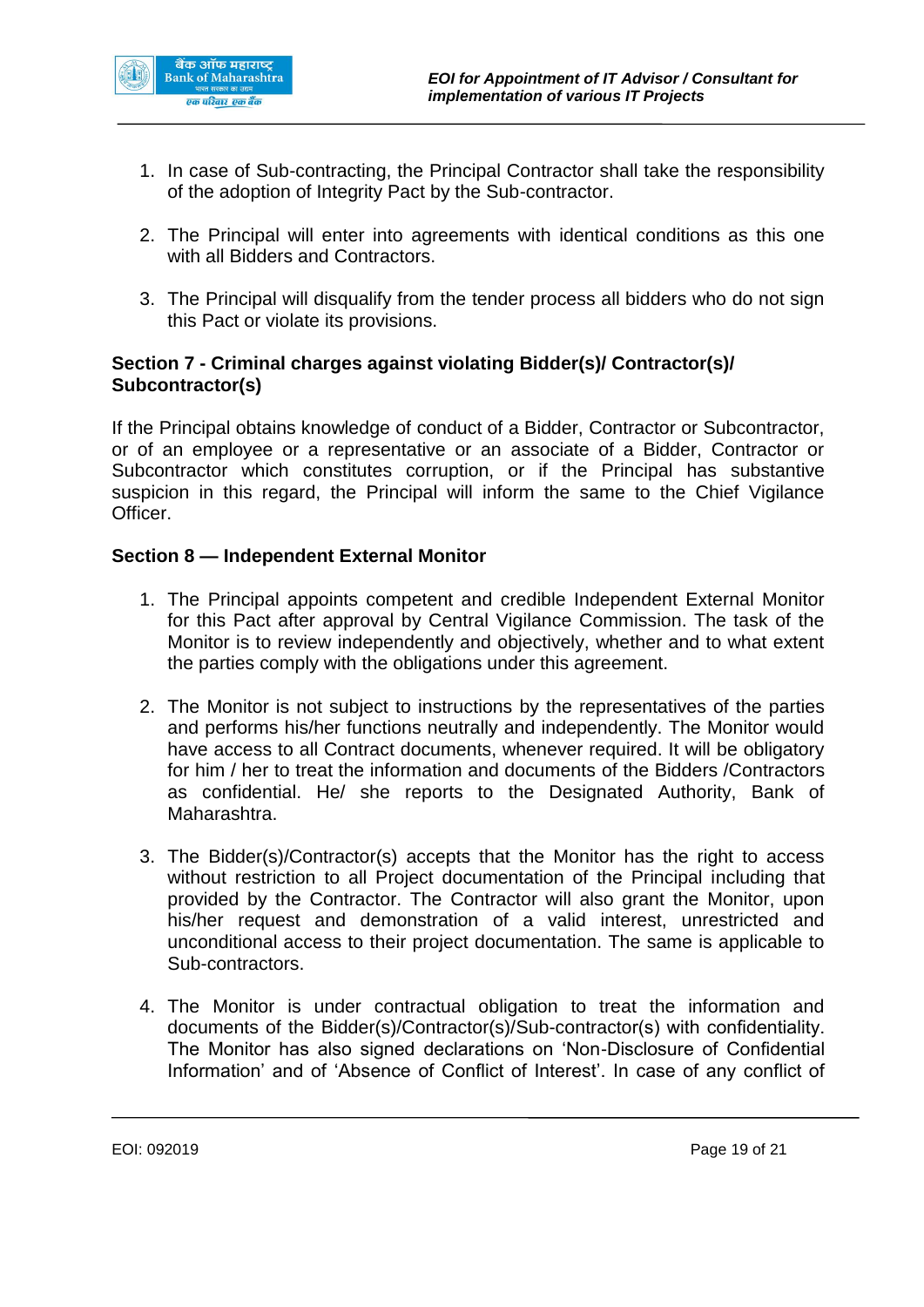1. In case of Sub-contracting, the Principal Contractor shall take the responsibility of the adoption of Integrity Pact by the Sub-contractor.

2. The Principal will enter into agreements with identical conditions as this one with all Bidders and Contractors.

3. The Principal will disqualify from the tender process all bidders who do not sign this Pact or violate its provisions.

**Section 7 - Criminal charges against violating Bidder(s)/ Contractor(s)/ Subcontractor(s)**

If the Principal obtains knowledge of conduct of a Bidder, Contractor or Subcontractor, or of an employee or a representative or an associate of a Bidder, Contractor or Subcontractor which constitutes corruption, or if the Principal has substantive suspicion in this regard, the Principal will inform the same to the Chief Vigilance Officer.

**Section 8 — Independent External Monitor**

1. The Principal appoints competent and credible Independent External Monitor for this Pact after approval by Central Vigilance Commission. The task of the Monitor is to review independently and objectively, whether and to what extent the parties comply with the obligations under this agreement.

2. The Monitor is not subject to instructions by the representatives of the parties and performs his/her functions neutrally and independently. The Monitor would have access to all Contract documents, whenever required. It will be obligatory for him / her to treat the information and documents of the Bidders /Contractors as confidential. He/ she reports to the Designated Authority, Bank of Maharashtra.

3. The Bidder(s)/Contractor(s) accepts that the Monitor has the right to access without restriction to all Project documentation of the Principal including that provided by the Contractor. The Contractor will also grant the Monitor, upon his/her request and demonstration of a valid interest, unrestricted and unconditional access to their project documentation. The same is applicable to Sub-contractors.

4. The Monitor is under contractual obligation to treat the information and documents of the Bidder(s)/Contractor(s)/Sub-contractor(s) with confidentiality. The Monitor has also signed declarations on 'Non-Disclosure of Confidential Information' and of 'Absence of Conflict of Interest'. In case of any conflict of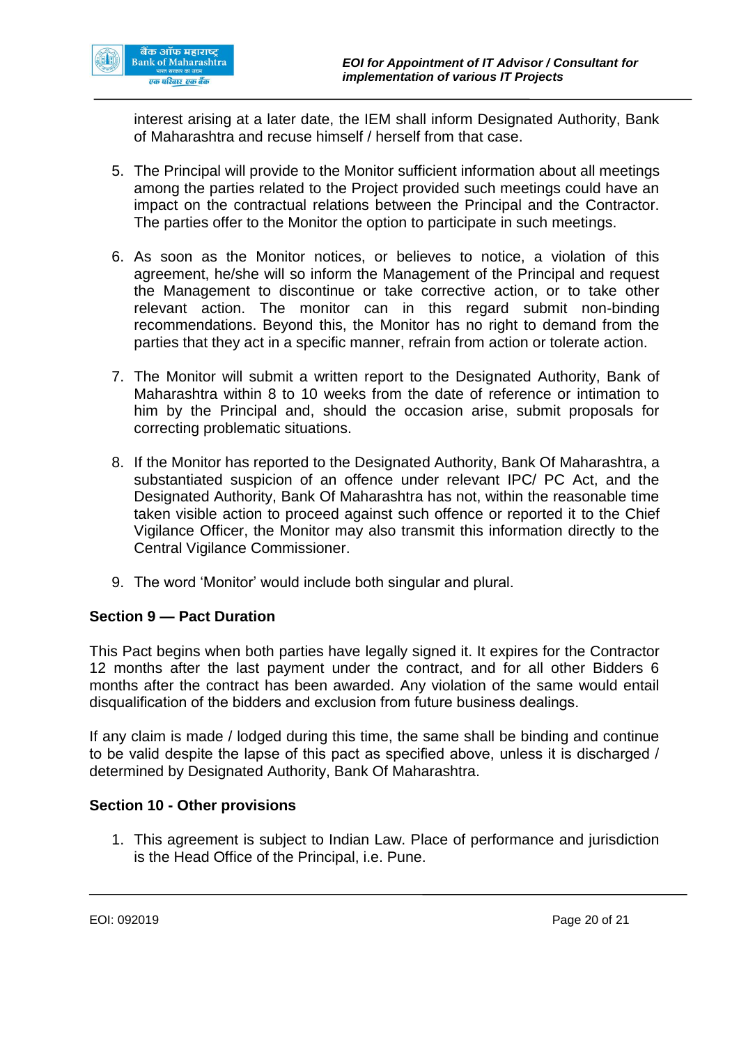interest arising at a later date, the IEM shall inform Designated Authority, Bank of Maharashtra and recuse himself / herself from that case.

5. The Principal will provide to the Monitor sufficient information about all meetings among the parties related to the Project provided such meetings could have an impact on the contractual relations between the Principal and the Contractor. The parties offer to the Monitor the option to participate in such meetings.

6. As soon as the Monitor notices, or believes to notice, a violation of this agreement, he/she will so inform the Management of the Principal and request the Management to discontinue or take corrective action, or to take other relevant action. The monitor can in this regard submit non-binding recommendations. Beyond this, the Monitor has no right to demand from the parties that they act in a specific manner, refrain from action or tolerate action.

7. The Monitor will submit a written report to the Designated Authority, Bank of Maharashtra within 8 to 10 weeks from the date of reference or intimation to him by the Principal and, should the occasion arise, submit proposals for correcting problematic situations.

8. If the Monitor has reported to the Designated Authority, Bank Of Maharashtra, a substantiated suspicion of an offence under relevant IPC/ PC Act, and the Designated Authority, Bank Of Maharashtra has not, within the reasonable time taken visible action to proceed against such offence or reported it to the Chief Vigilance Officer, the Monitor may also transmit this information directly to the Central Vigilance Commissioner.

9. The word 'Monitor' would include both singular and plural.

**Section 9 — Pact Duration**

This Pact begins when both parties have legally signed it. It expires for the Contractor 12 months after the last payment under the contract, and for all other Bidders 6 months after the contract has been awarded. Any violation of the same would entail disqualification of the bidders and exclusion from future business dealings.

If any claim is made / lodged during this time, the same shall be binding and continue to be valid despite the lapse of this pact as specified above, unless it is discharged / determined by Designated Authority, Bank Of Maharashtra.

**Section 10 - Other provisions**

1. This agreement is subject to Indian Law. Place of performance and jurisdiction is the Head Office of the Principal, i.e. Pune.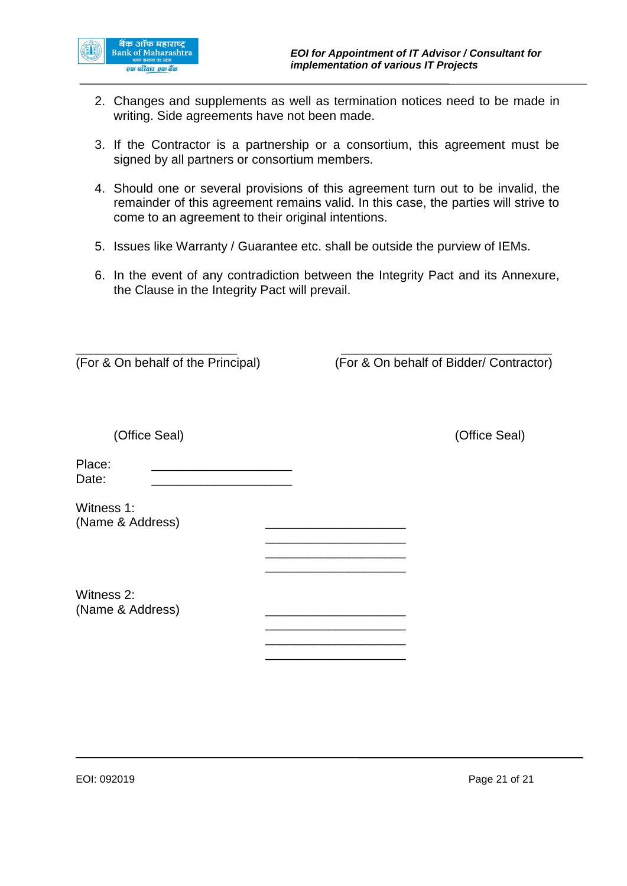2. Changes and supplements as well as termination notices need to be made in writing. Side agreements have not been made.

3. If the Contractor is a partnership or a consortium, this agreement must be signed by all partners or consortium members.

4. Should one or several provisions of this agreement turn out to be invalid, the remainder of this agreement remains valid. In this case, the parties will strive to come to an agreement to their original intentions.

5. Issues like Warranty / Guarantee etc. shall be outside the purview of IEMs.

6. In the event of any contradiction between the Integrity Pact and its Annexure, the Clause in the Integrity Pact will prevail.

| | |
|---|---|
| ______________________ | ____________________________ |
| (For & On behalf of the Principal) | (For & On behalf of Bidder/ Contractor) |
| (Office Seal) | (Office Seal) |

Place: ____________________

Date: ____________________

Witness 1:
(Name & Address) ____________________
____________________
____________________
____________________

Witness 2:
(Name & Address) ____________________
____________________
____________________
____________________